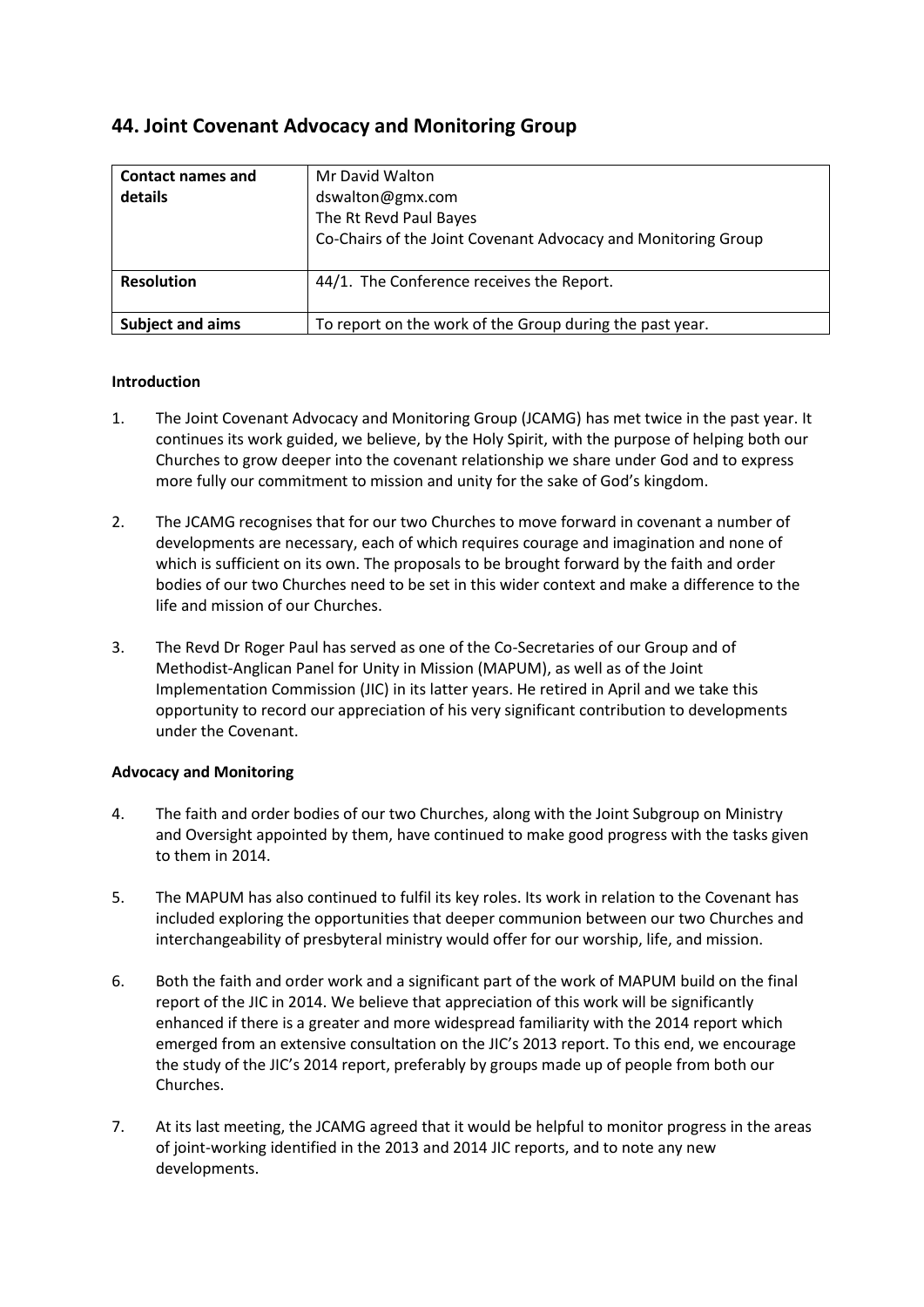## 44. Joint Covenant Advocacy and Monitoring Group

| **Contact names and details** | Mr David Walton<br>dswalton@gmx.com<br>The Rt Revd Paul Bayes<br>Co-Chairs of the Joint Covenant Advocacy and Monitoring Group |
|---|---|
| **Resolution** | 44/1. The Conference receives the Report. |
| **Subject and aims** | To report on the work of the Group during the past year. |

**Introduction**

1. The Joint Covenant Advocacy and Monitoring Group (JCAMG) has met twice in the past year. It continues its work guided, we believe, by the Holy Spirit, with the purpose of helping both our Churches to grow deeper into the covenant relationship we share under God and to express more fully our commitment to mission and unity for the sake of God's kingdom.

2. The JCAMG recognises that for our two Churches to move forward in covenant a number of developments are necessary, each of which requires courage and imagination and none of which is sufficient on its own. The proposals to be brought forward by the faith and order bodies of our two Churches need to be set in this wider context and make a difference to the life and mission of our Churches.

3. The Revd Dr Roger Paul has served as one of the Co-Secretaries of our Group and of Methodist-Anglican Panel for Unity in Mission (MAPUM), as well as of the Joint Implementation Commission (JIC) in its latter years. He retired in April and we take this opportunity to record our appreciation of his very significant contribution to developments under the Covenant.

**Advocacy and Monitoring**

4. The faith and order bodies of our two Churches, along with the Joint Subgroup on Ministry and Oversight appointed by them, have continued to make good progress with the tasks given to them in 2014.

5. The MAPUM has also continued to fulfil its key roles. Its work in relation to the Covenant has included exploring the opportunities that deeper communion between our two Churches and interchangeability of presbyteral ministry would offer for our worship, life, and mission.

6. Both the faith and order work and a significant part of the work of MAPUM build on the final report of the JIC in 2014. We believe that appreciation of this work will be significantly enhanced if there is a greater and more widespread familiarity with the 2014 report which emerged from an extensive consultation on the JIC's 2013 report. To this end, we encourage the study of the JIC's 2014 report, preferably by groups made up of people from both our Churches.

7. At its last meeting, the JCAMG agreed that it would be helpful to monitor progress in the areas of joint-working identified in the 2013 and 2014 JIC reports, and to note any new developments.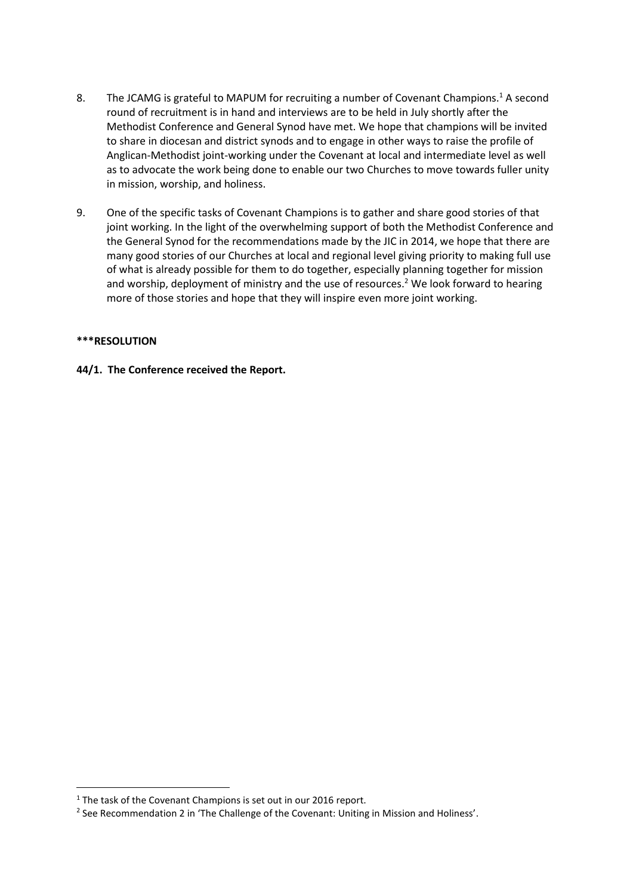8. The JCAMG is grateful to MAPUM for recruiting a number of Covenant Champions.[1] A second round of recruitment is in hand and interviews are to be held in July shortly after the Methodist Conference and General Synod have met. We hope that champions will be invited to share in diocesan and district synods and to engage in other ways to raise the profile of Anglican-Methodist joint-working under the Covenant at local and intermediate level as well as to advocate the work being done to enable our two Churches to move towards fuller unity in mission, worship, and holiness.

9. One of the specific tasks of Covenant Champions is to gather and share good stories of that joint working. In the light of the overwhelming support of both the Methodist Conference and the General Synod for the recommendations made by the JIC in 2014, we hope that there are many good stories of our Churches at local and regional level giving priority to making full use of what is already possible for them to do together, especially planning together for mission and worship, deployment of ministry and the use of resources.[2] We look forward to hearing more of those stories and hope that they will inspire even more joint working.

**\*\*\*RESOLUTION**

**44/1. The Conference received the Report.**

[1] The task of the Covenant Champions is set out in our 2016 report.

[2] See Recommendation 2 in 'The Challenge of the Covenant: Uniting in Mission and Holiness'.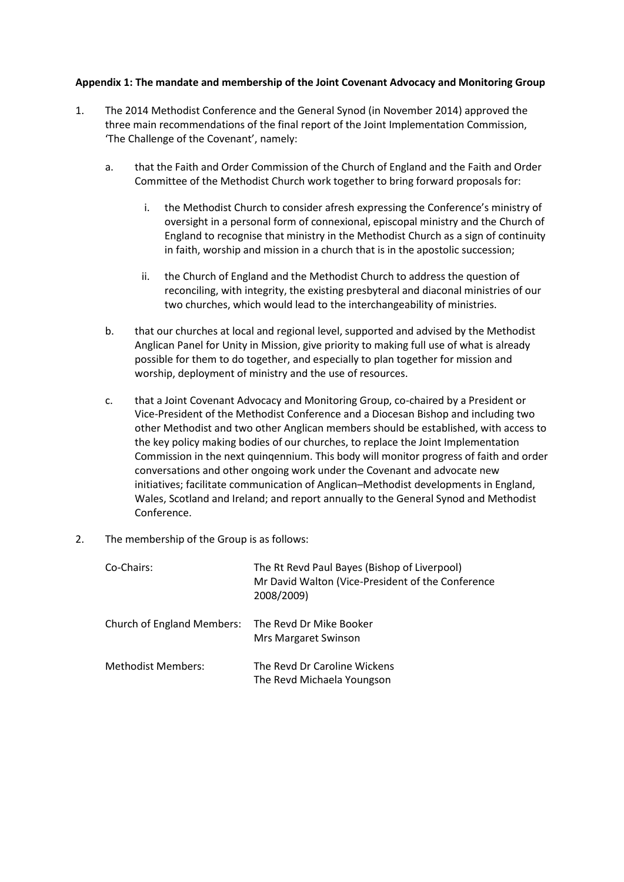**Appendix 1: The mandate and membership of the Joint Covenant Advocacy and Monitoring Group**

1. The 2014 Methodist Conference and the General Synod (in November 2014) approved the three main recommendations of the final report of the Joint Implementation Commission, 'The Challenge of the Covenant', namely:

   a. that the Faith and Order Commission of the Church of England and the Faith and Order Committee of the Methodist Church work together to bring forward proposals for:

      i. the Methodist Church to consider afresh expressing the Conference's ministry of oversight in a personal form of connexional, episcopal ministry and the Church of England to recognise that ministry in the Methodist Church as a sign of continuity in faith, worship and mission in a church that is in the apostolic succession;

      ii. the Church of England and the Methodist Church to address the question of reconciling, with integrity, the existing presbyteral and diaconal ministries of our two churches, which would lead to the interchangeability of ministries.

   b. that our churches at local and regional level, supported and advised by the Methodist Anglican Panel for Unity in Mission, give priority to making full use of what is already possible for them to do together, and especially to plan together for mission and worship, deployment of ministry and the use of resources.

   c. that a Joint Covenant Advocacy and Monitoring Group, co-chaired by a President or Vice-President of the Methodist Conference and a Diocesan Bishop and including two other Methodist and two other Anglican members should be established, with access to the key policy making bodies of our churches, to replace the Joint Implementation Commission in the next quinqennium. This body will monitor progress of faith and order conversations and other ongoing work under the Covenant and advocate new initiatives; facilitate communication of Anglican–Methodist developments in England, Wales, Scotland and Ireland; and report annually to the General Synod and Methodist Conference.

2. The membership of the Group is as follows:

| | |
|---|---|
| Co-Chairs: | The Rt Revd Paul Bayes (Bishop of Liverpool)<br>Mr David Walton (Vice-President of the Conference 2008/2009) |
| Church of England Members: | The Revd Dr Mike Booker<br>Mrs Margaret Swinson |
| Methodist Members: | The Revd Dr Caroline Wickens<br>The Revd Michaela Youngson |